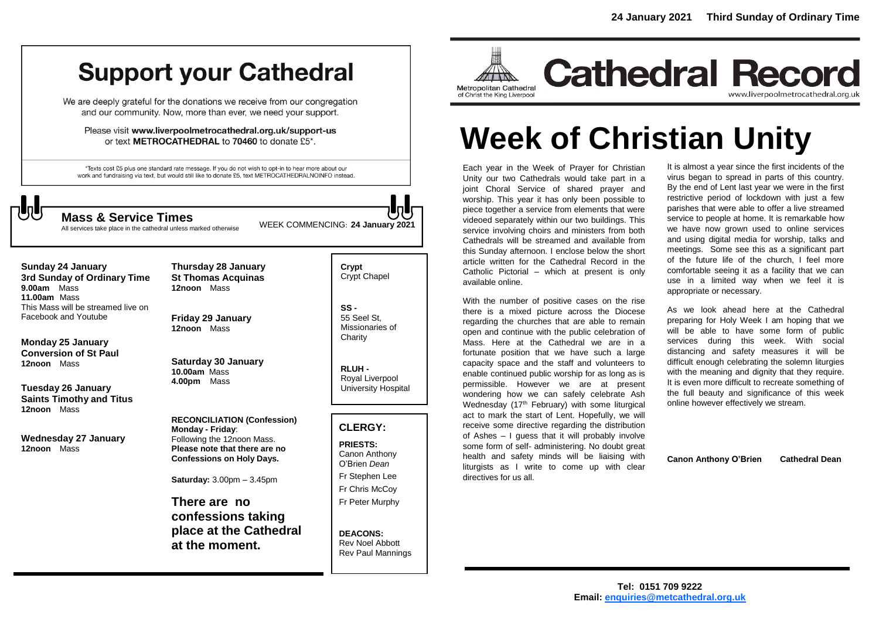# Support your Cathedral

We are deeply grateful for the donations we receive from our congregation and our community. Now, more than ever, we need your support.

Please visit **www.liverpoolmetrocathedral.org.uk/support-us** or text **METROCATHEDRAL** to **70460** to donate £5*.

*Texts cost £5 plus one standard rate message. If you do not wish to opt-in to hear more about our work and fundraising via text, but would still like to donate £5, text METROCATHEDRALNOINFO instead.

## Mass & Service Times

All services take place in the cathedral unless marked otherwise

WEEK COMMENCING: **24 January 2021**

**Sunday 24 January**
**3rd Sunday of Ordinary Time**
**9.00am** Mass
**11.00am** Mass
This Mass will be streamed live on Facebook and Youtube

**Monday 25 January**
**Conversion of St Paul**
**12noon** Mass

**Tuesday 26 January**
**Saints Timothy and Titus**
**12noon** Mass

**Wednesday 27 January**
**12noon** Mass

**Thursday 28 January**
**St Thomas Acquinas**
**12noon** Mass

**Friday 29 January**
**12noon** Mass

**Saturday 30 January**
**10.00am** Mass
**4.00pm** Mass

**RECONCILIATION (Confession)**
**Monday - Friday**:
Following the 12noon Mass.
**Please note that there are no Confessions on Holy Days.**

**Saturday:** 3.00pm – 3.45pm

**There are no confessions taking place at the Cathedral at the moment.**

**Crypt**
Crypt Chapel

**SS -**
55 Seel St, Missionaries of Charity

**RLUH -**
Royal Liverpool University Hospital

## CLERGY:

**PRIESTS:**
Canon Anthony O'Brien *Dean*
Fr Stephen Lee
Fr Chris McCoy
Fr Peter Murphy

**DEACONS:**
Rev Noel Abbott
Rev Paul Mannings

Metropolitan Cathedral of Christ the King Liverpool

# Cathedral Record

www.liverpoolmetrocathedral.org.uk

# Week of Christian Unity

Each year in the Week of Prayer for Christian Unity our two Cathedrals would take part in a joint Choral Service of shared prayer and worship. This year it has only been possible to piece together a service from elements that were videoed separately within our two buildings. This service involving choirs and ministers from both Cathedrals will be streamed and available from this Sunday afternoon. I enclose below the short article written for the Cathedral Record in the Catholic Pictorial – which at present is only available online.

With the number of positive cases on the rise there is a mixed picture across the Diocese regarding the churches that are able to remain open and continue with the public celebration of Mass. Here at the Cathedral we are in a fortunate position that we have such a large capacity space and the staff and volunteers to enable continued public worship for as long as is permissible. However we are at present wondering how we can safely celebrate Ash Wednesday (17th February) with some liturgical act to mark the start of Lent. Hopefully, we will receive some directive regarding the distribution of Ashes – I guess that it will probably involve some form of self- administering. No doubt great health and safety minds will be liaising with liturgists as I write to come up with clear directives for us all.

It is almost a year since the first incidents of the virus began to spread in parts of this country. By the end of Lent last year we were in the first restrictive period of lockdown with just a few parishes that were able to offer a live streamed service to people at home. It is remarkable how we have now grown used to online services and using digital media for worship, talks and meetings. Some see this as a significant part of the future life of the church, I feel more comfortable seeing it as a facility that we can use in a limited way when we feel it is appropriate or necessary.

As we look ahead here at the Cathedral preparing for Holy Week I am hoping that we will be able to have some form of public services during this week. With social distancing and safety measures it will be difficult enough celebrating the solemn liturgies with the meaning and dignity that they require. It is even more difficult to recreate something of the full beauty and significance of this week online however effectively we stream.

**Canon Anthony O'Brien Cathedral Dean**

**Tel: 0151 709 9222**
**Email: enquiries@metcathedral.org.uk**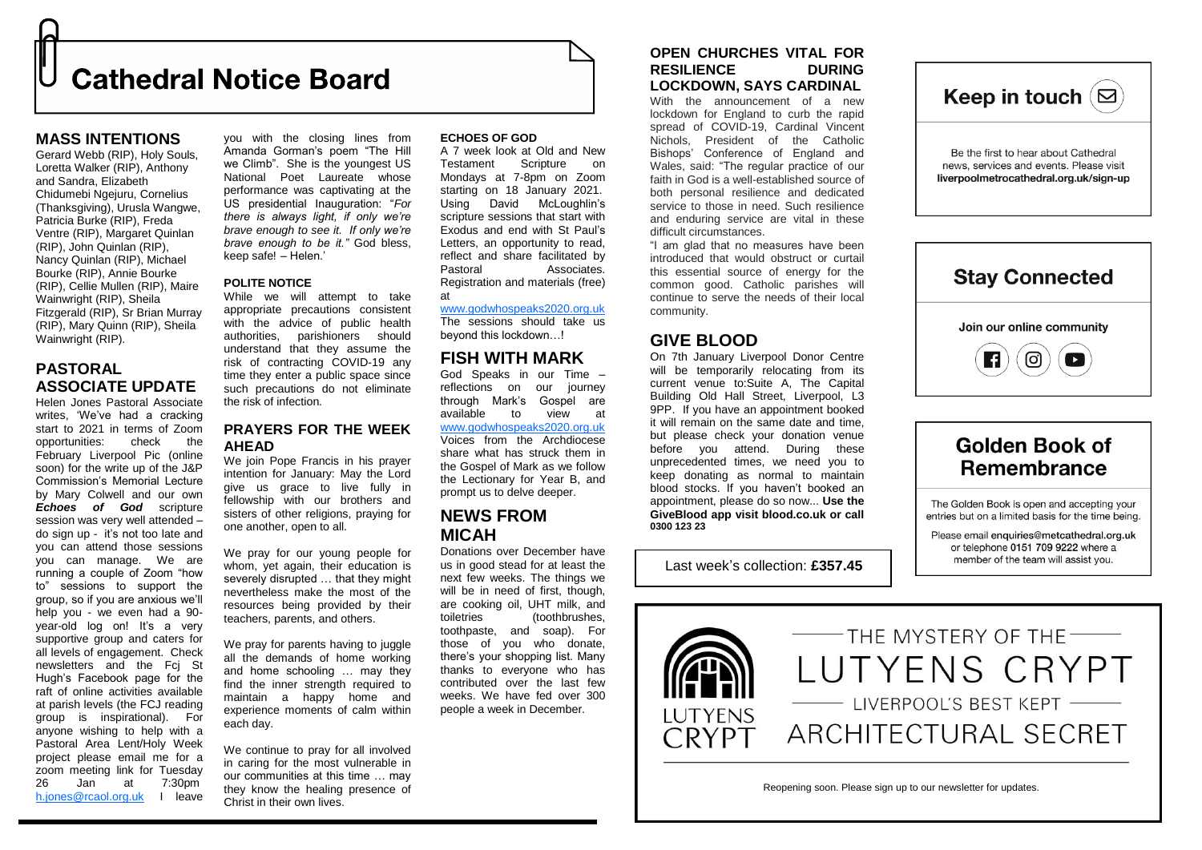# Cathedral Notice Board

## MASS INTENTIONS

Gerard Webb (RIP), Holy Souls, Loretta Walker (RIP), Anthony and Sandra, Elizabeth Chidumebi Ngejuru, Cornelius (Thanksgiving), Urusla Wangwe, Patricia Burke (RIP), Freda Ventre (RIP), Margaret Quinlan (RIP), John Quinlan (RIP), Nancy Quinlan (RIP), Michael Bourke (RIP), Annie Bourke (RIP), Cellie Mullen (RIP), Maire Wainwright (RIP), Sheila Fitzgerald (RIP), Sr Brian Murray (RIP), Mary Quinn (RIP), Sheila Wainwright (RIP).

## PASTORAL ASSOCIATE UPDATE

Helen Jones Pastoral Associate writes, 'We've had a cracking start to 2021 in terms of Zoom opportunities: check the February Liverpool Pic (online soon) for the write up of the J&P Commission's Memorial Lecture by Mary Colwell and our own ***Echoes of God*** scripture session was very well attended – do sign up - it's not too late and you can attend those sessions you can manage. We are running a couple of Zoom "how to" sessions to support the group, so if you are anxious we'll help you - we even had a 90-year-old log on! It's a very supportive group and caters for all levels of engagement. Check newsletters and the Fcj St Hugh's Facebook page for the raft of online activities available at parish levels (the FCJ reading group is inspirational). For anyone wishing to help with a Pastoral Area Lent/Holy Week project please email me for a zoom meeting link for Tuesday 26 Jan at 7:30pm h.jones@rcaol.org.uk I leave you with the closing lines from Amanda Gorman's poem "The Hill we Climb". She is the youngest US National Poet Laureate whose performance was captivating at the US presidential Inauguration: "*For there is always light, if only we're brave enough to see it. If only we're brave enough to be it."* God bless, keep safe! – Helen.'

### POLITE NOTICE

While we will attempt to take appropriate precautions consistent with the advice of public health authorities, parishioners should understand that they assume the risk of contracting COVID-19 any time they enter a public space since such precautions do not eliminate the risk of infection.

## PRAYERS FOR THE WEEK AHEAD

We join Pope Francis in his prayer intention for January: May the Lord give us grace to live fully in fellowship with our brothers and sisters of other religions, praying for one another, open to all.

We pray for our young people for whom, yet again, their education is severely disrupted … that they might nevertheless make the most of the resources being provided by their teachers, parents, and others.

We pray for parents having to juggle all the demands of home working and home schooling … may they find the inner strength required to maintain a happy home and experience moments of calm within each day.

We continue to pray for all involved in caring for the most vulnerable in our communities at this time … may they know the healing presence of Christ in their own lives.

### ECHOES OF GOD

A 7 week look at Old and New Testament Scripture on Mondays at 7-8pm on Zoom starting on 18 January 2021. Using David McLoughlin's scripture sessions that start with Exodus and end with St Paul's Letters, an opportunity to read, reflect and share facilitated by Pastoral Associates. Registration and materials (free) at www.godwhospeaks2020.org.uk The sessions should take us beyond this lockdown…!

## FISH WITH MARK

God Speaks in our Time – reflections on our journey through Mark's Gospel are available to view at www.godwhospeaks2020.org.uk Voices from the Archdiocese share what has struck them in the Gospel of Mark as we follow the Lectionary for Year B, and prompt us to delve deeper.

## NEWS FROM MICAH

Donations over December have us in good stead for at least the next few weeks. The things we will be in need of first, though, are cooking oil, UHT milk, and toiletries (toothbrushes, toothpaste, and soap). For those of you who donate, there's your shopping list. Many thanks to everyone who has contributed over the last few weeks. We have fed over 300 people a week in December.

### OPEN CHURCHES VITAL FOR RESILIENCE DURING LOCKDOWN, SAYS CARDINAL

With the announcement of a new lockdown for England to curb the rapid spread of COVID-19, Cardinal Vincent Nichols, President of the Catholic Bishops' Conference of England and Wales, said: "The regular practice of our faith in God is a well-established source of both personal resilience and dedicated service to those in need. Such resilience and enduring service are vital in these difficult circumstances.

"I am glad that no measures have been introduced that would obstruct or curtail this essential source of energy for the common good. Catholic parishes will continue to serve the needs of their local community.

## GIVE BLOOD

On 7th January Liverpool Donor Centre will be temporarily relocating from its current venue to:Suite A, The Capital Building Old Hall Street, Liverpool, L3 9PP. If you have an appointment booked it will remain on the same date and time, but please check your donation venue before you attend. During these unprecedented times, we need you to keep donating as normal to maintain blood stocks. If you haven't booked an appointment, please do so now... **Use the GiveBlood app visit blood.co.uk or call 0300 123 23**

Last week's collection: **£357.45**

## Keep in touch

Be the first to hear about Cathedral news, services and events. Please visit **liverpoolmetrocathedral.org.uk/sign-up**

## Stay Connected

Join our online community

## Golden Book of Remembrance

The Golden Book is open and accepting your entries but on a limited basis for the time being.

Please email **enquiries@metcathedral.org.uk** or telephone **0151 709 9222** where a member of the team will assist you.

LUTYENS CRYPT

THE MYSTERY OF THE LUTYENS CRYPT

LIVERPOOL'S BEST KEPT ARCHITECTURAL SECRET

Reopening soon. Please sign up to our newsletter for updates.